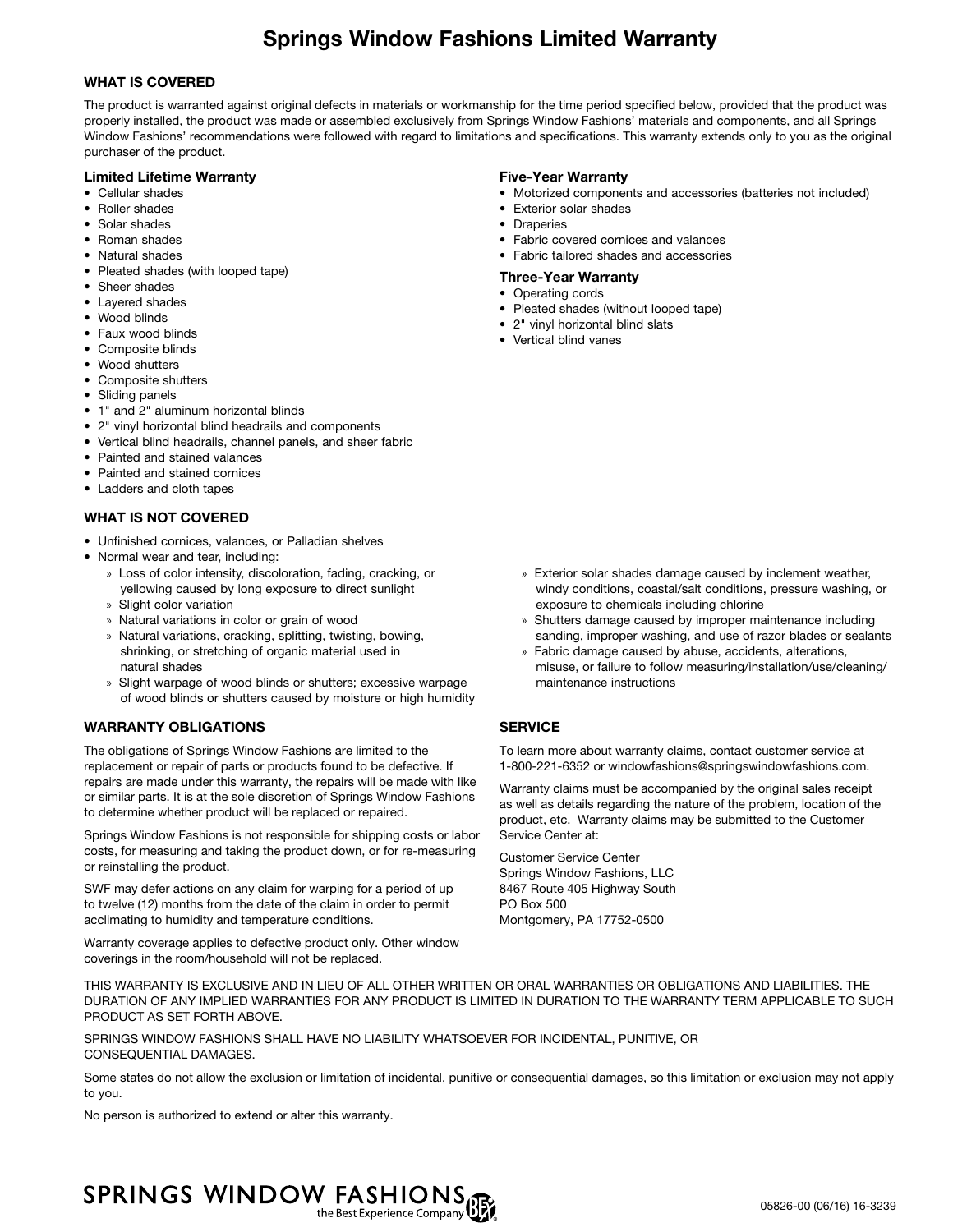# Springs Window Fashions Limited Warranty

## WHAT IS COVERED

The product is warranted against original defects in materials or workmanship for the time period specified below, provided that the product was properly installed, the product was made or assembled exclusively from Springs Window Fashions' materials and components, and all Springs Window Fashions' recommendations were followed with regard to limitations and specifications. This warranty extends only to you as the original purchaser of the product.

### Limited Lifetime Warranty

- Cellular shades
- Roller shades
- Solar shades
- Roman shades
- Natural shades
- Pleated shades (with looped tape)
- Sheer shades
- Layered shades
- Wood blinds
- Faux wood blinds
- Composite blinds
- Wood shutters
- Composite shutters
- Sliding panels
- 1" and 2" aluminum horizontal blinds
- 2" vinyl horizontal blind headrails and components
- Vertical blind headrails, channel panels, and sheer fabric
- Painted and stained valances
- Painted and stained cornices
- Ladders and cloth tapes

### Five-Year Warranty

- Motorized components and accessories (batteries not included)
- Exterior solar shades
- Draperies
- Fabric covered cornices and valances
- Fabric tailored shades and accessories

### Three-Year Warranty

- Operating cords
- Pleated shades (without looped tape)
- 2" vinyl horizontal blind slats
- Vertical blind vanes

## WHAT IS NOT COVERED

- Unfinished cornices, valances, or Palladian shelves
- Normal wear and tear, including:
  - Loss of color intensity, discoloration, fading, cracking, or yellowing caused by long exposure to direct sunlight
  - Slight color variation
  - Natural variations in color or grain of wood
  - Natural variations, cracking, splitting, twisting, bowing, shrinking, or stretching of organic material used in natural shades
  - Slight warpage of wood blinds or shutters; excessive warpage of wood blinds or shutters caused by moisture or high humidity
  - Exterior solar shades damage caused by inclement weather, windy conditions, coastal/salt conditions, pressure washing, or exposure to chemicals including chlorine
  - Shutters damage caused by improper maintenance including sanding, improper washing, and use of razor blades or sealants
  - Fabric damage caused by abuse, accidents, alterations, misuse, or failure to follow measuring/installation/use/cleaning/maintenance instructions

## WARRANTY OBLIGATIONS

The obligations of Springs Window Fashions are limited to the replacement or repair of parts or products found to be defective. If repairs are made under this warranty, the repairs will be made with like or similar parts. It is at the sole discretion of Springs Window Fashions to determine whether product will be replaced or repaired.

Springs Window Fashions is not responsible for shipping costs or labor costs, for measuring and taking the product down, or for re-measuring or reinstalling the product.

SWF may defer actions on any claim for warping for a period of up to twelve (12) months from the date of the claim in order to permit acclimating to humidity and temperature conditions.

Warranty coverage applies to defective product only. Other window coverings in the room/household will not be replaced.

## SERVICE

To learn more about warranty claims, contact customer service at 1-800-221-6352 or windowfashions@springswindowfashions.com.

Warranty claims must be accompanied by the original sales receipt as well as details regarding the nature of the problem, location of the product, etc. Warranty claims may be submitted to the Customer Service Center at:

Customer Service Center
Springs Window Fashions, LLC
8467 Route 405 Highway South
PO Box 500
Montgomery, PA 17752-0500

THIS WARRANTY IS EXCLUSIVE AND IN LIEU OF ALL OTHER WRITTEN OR ORAL WARRANTIES OR OBLIGATIONS AND LIABILITIES. THE DURATION OF ANY IMPLIED WARRANTIES FOR ANY PRODUCT IS LIMITED IN DURATION TO THE WARRANTY TERM APPLICABLE TO SUCH PRODUCT AS SET FORTH ABOVE.

SPRINGS WINDOW FASHIONS SHALL HAVE NO LIABILITY WHATSOEVER FOR INCIDENTAL, PUNITIVE, OR CONSEQUENTIAL DAMAGES.

Some states do not allow the exclusion or limitation of incidental, punitive or consequential damages, so this limitation or exclusion may not apply to you.

No person is authorized to extend or alter this warranty.

SPRINGS WINDOW FASHIONS the Best Experience Company

05826-00 (06/16) 16-3239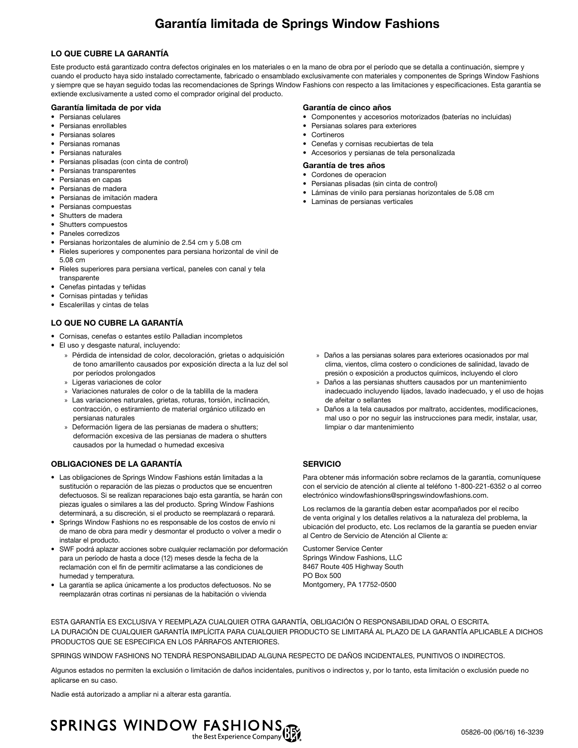# Garantía limitada de Springs Window Fashions

## LO QUE CUBRE LA GARANTÍA

Este producto está garantizado contra defectos originales en los materiales o en la mano de obra por el período que se detalla a continuación, siempre y cuando el producto haya sido instalado correctamente, fabricado o ensamblado exclusivamente con materiales y componentes de Springs Window Fashions y siempre que se hayan seguido todas las recomendaciones de Springs Window Fashions con respecto a las limitaciones y especificaciones. Esta garantía se extiende exclusivamente a usted como el comprador original del producto.

### Garantía limitada de por vida

- Persianas celulares
- Persianas enrollables
- Persianas solares
- Persianas romanas
- Persianas naturales
- Persianas plisadas (con cinta de control)
- Persianas transparentes
- Persianas en capas
- Persianas de madera
- Persianas de imitación madera
- Persianas compuestas
- Shutters de madera
- Shutters compuestos
- Paneles corredizos
- Persianas horizontales de aluminio de 2.54 cm y 5.08 cm
- Rieles superiores y componentes para persiana horizontal de vinil de 5.08 cm
- Rieles superiores para persiana vertical, paneles con canal y tela transparente
- Cenefas pintadas y teñidas
- Cornisas pintadas y teñidas
- Escalerillas y cintas de telas

### Garantía de cinco años

- Componentes y accesorios motorizados (baterías no incluidas)
- Persianas solares para exteriores
- Cortineros
- Cenefas y cornisas recubiertas de tela
- Accesorios y persianas de tela personalizada

### Garantía de tres años

- Cordones de operacion
- Persianas plisadas (sin cinta de control)
- Láminas de vinilo para persianas horizontales de 5.08 cm
- Laminas de persianas verticales

## LO QUE NO CUBRE LA GARANTÍA

- Cornisas, cenefas o estantes estilo Palladian incompletos
- El uso y desgaste natural, incluyendo:
  - Pérdida de intensidad de color, decoloración, grietas o adquisición de tono amarillento causados por exposición directa a la luz del sol por períodos prolongados
  - Ligeras variaciones de color
  - Variaciones naturales de color o de la tablilla de la madera
  - Las variaciones naturales, grietas, roturas, torsión, inclinación, contracción, o estiramiento de material orgánico utilizado en persianas naturales
  - Deformación ligera de las persianas de madera o shutters; deformación excesiva de las persianas de madera o shutters causados por la humedad o humedad excesiva
  - Daños a las persianas solares para exteriores ocasionados por mal clima, vientos, clima costero o condiciones de salinidad, lavado de presión o exposición a productos químicos, incluyendo el cloro
  - Daños a las persianas shutters causados por un mantenimiento inadecuado incluyendo lijados, lavado inadecuado, y el uso de hojas de afeitar o sellantes
  - Daños a la tela causados por maltrato, accidentes, modificaciones, mal uso o por no seguir las instrucciones para medir, instalar, usar, limpiar o dar mantenimiento

## OBLIGACIONES DE LA GARANTÍA

- Las obligaciones de Springs Window Fashions están limitadas a la sustitución o reparación de las piezas o productos que se encuentren defectuosos. Si se realizan reparaciones bajo esta garantía, se harán con piezas iguales o similares a las del producto. Spring Window Fashions determinará, a su discreción, si el producto se reemplazará o reparará.
- Springs Window Fashions no es responsable de los costos de envío ni de mano de obra para medir y desmontar el producto o volver a medir o instalar el producto.
- SWF podrá aplazar acciones sobre cualquier reclamación por deformación para un período de hasta a doce (12) meses desde la fecha de la reclamación con el fin de permitir aclimatarse a las condiciones de humedad y temperatura.
- La garantía se aplica únicamente a los productos defectuosos. No se reemplazarán otras cortinas ni persianas de la habitación o vivienda

## SERVICIO

Para obtener más información sobre reclamos de la garantía, comuníquese con el servicio de atención al cliente al teléfono 1-800-221-6352 o al correo electrónico windowfashions@springswindowfashions.com.

Los reclamos de la garantía deben estar acompañados por el recibo de venta original y los detalles relativos a la naturaleza del problema, la ubicación del producto, etc. Los reclamos de la garantía se pueden enviar al Centro de Servicio de Atención al Cliente a:

Customer Service Center
Springs Window Fashions, LLC
8467 Route 405 Highway South
PO Box 500
Montgomery, PA 17752-0500

ESTA GARANTÍA ES EXCLUSIVA Y REEMPLAZA CUALQUIER OTRA GARANTÍA, OBLIGACIÓN O RESPONSABILIDAD ORAL O ESCRITA. LA DURACIÓN DE CUALQUIER GARANTÍA IMPLÍCITA PARA CUALQUIER PRODUCTO SE LIMITARÁ AL PLAZO DE LA GARANTÍA APLICABLE A DICHOS PRODUCTOS QUE SE ESPECIFICA EN LOS PÁRRAFOS ANTERIORES.

SPRINGS WINDOW FASHIONS NO TENDRÁ RESPONSABILIDAD ALGUNA RESPECTO DE DAÑOS INCIDENTALES, PUNITIVOS O INDIRECTOS.

Algunos estados no permiten la exclusión o limitación de daños incidentales, punitivos o indirectos y, por lo tanto, esta limitación o exclusión puede no aplicarse en su caso.

Nadie está autorizado a ampliar ni a alterar esta garantía.

SPRINGS WINDOW FASHIONS the Best Experience Company

05826-00 (06/16) 16-3239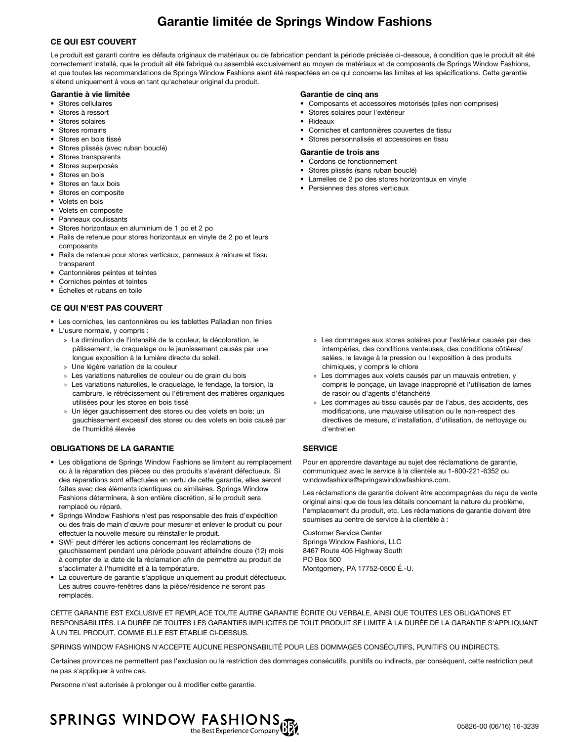# Garantie limitée de Springs Window Fashions

## CE QUI EST COUVERT

Le produit est garanti contre les défauts originaux de matériaux ou de fabrication pendant la période précisée ci-dessous, à condition que le produit ait été correctement installé, que le produit ait été fabriqué ou assemblé exclusivement au moyen de matériaux et de composants de Springs Window Fashions, et que toutes les recommandations de Springs Window Fashions aient été respectées en ce qui concerne les limites et les spécifications. Cette garantie s'étend uniquement à vous en tant qu'acheteur original du produit.

### Garantie à vie limitée

- Stores cellulaires
- Stores à ressort
- Stores solaires
- Stores romains
- Stores en bois tissé
- Stores plissés (avec ruban bouclé)
- Stores transparents
- Stores superposés
- Stores en bois
- Stores en faux bois
- Stores en composite
- Volets en bois
- Volets en composite
- Panneaux coulissants
- Stores horizontaux en aluminium de 1 po et 2 po
- Rails de retenue pour stores horizontaux en vinyle de 2 po et leurs composants
- Rails de retenue pour stores verticaux, panneaux à rainure et tissu transparent
- Cantonnières peintes et teintes
- Corniches peintes et teintes
- Échelles et rubans en toile

### Garantie de cinq ans

- Composants et accessoires motorisés (piles non comprises)
- Stores solaires pour l'extérieur
- Rideaux
- Corniches et cantonnières couvertes de tissu
- Stores personnalisés et accessoires en tissu

### Garantie de trois ans

- Cordons de fonctionnement
- Stores plissés (sans ruban bouclé)
- Lamelles de 2 po des stores horizontaux en vinyle
- Persiennes des stores verticaux

## CE QUI N'EST PAS COUVERT

- Les corniches, les cantonnières ou les tablettes Palladian non finies
- L'usure normale, y compris :
  - La diminution de l'intensité de la couleur, la décoloration, le pâlissement, le craquelage ou le jaunissement causés par une longue exposition à la lumière directe du soleil.
  - Une légère variation de la couleur
  - Les variations naturelles de couleur ou de grain du bois
  - Les variations naturelles, le craquelage, le fendage, la torsion, la cambrure, le rétrécissement ou l'étirement des matières organiques utilisées pour les stores en bois tissé
  - Un léger gauchissement des stores ou des volets en bois; un gauchissement excessif des stores ou des volets en bois causé par de l'humidité élevée
  - Les dommages aux stores solaires pour l'extérieur causés par des intempéries, des conditions venteuses, des conditions côtières/salées, le lavage à la pression ou l'exposition à des produits chimiques, y compris le chlore
  - Les dommages aux volets causés par un mauvais entretien, y compris le ponçage, un lavage inapproprié et l'utilisation de lames de rasoir ou d'agents d'étanchéité
  - Les dommages au tissu causés par de l'abus, des accidents, des modifications, une mauvaise utilisation ou le non-respect des directives de mesure, d'installation, d'utilisation, de nettoyage ou d'entretien

## OBLIGATIONS DE LA GARANTIE

- Les obligations de Springs Window Fashions se limitent au remplacement ou à la réparation des pièces ou des produits s'avérant défectueux. Si des réparations sont effectuées en vertu de cette garantie, elles seront faites avec des éléments identiques ou similaires. Springs Window Fashions déterminera, à son entière discrétion, si le produit sera remplacé ou réparé.
- Springs Window Fashions n'est pas responsable des frais d'expédition ou des frais de main d'œuvre pour mesurer et enlever le produit ou pour effectuer la nouvelle mesure ou réinstaller le produit.
- SWF peut différer les actions concernant les réclamations de gauchissement pendant une période pouvant atteindre douze (12) mois à compter de la date de la réclamation afin de permettre au produit de s'acclimater à l'humidité et à la température.
- La couverture de garantie s'applique uniquement au produit défectueux. Les autres couvre-fenêtres dans la pièce/résidence ne seront pas remplacés.

## SERVICE

Pour en apprendre davantage au sujet des réclamations de garantie, communiquez avec le service à la clientèle au 1-800-221-6352 ou windowfashions@springswindowfashions.com.

Les réclamations de garantie doivent être accompagnées du reçu de vente original ainsi que de tous les détails concernant la nature du problème, l'emplacement du produit, etc. Les réclamations de garantie doivent être soumises au centre de service à la clientèle à :

Customer Service Center
Springs Window Fashions, LLC
8467 Route 405 Highway South
PO Box 500
Montgomery, PA 17752-0500 É.-U.

CETTE GARANTIE EST EXCLUSIVE ET REMPLACE TOUTE AUTRE GARANTIE ÉCRITE OU VERBALE, AINSI QUE TOUTES LES OBLIGATIONS ET RESPONSABILITÉS. LA DURÉE DE TOUTES LES GARANTIES IMPLICITES DE TOUT PRODUIT SE LIMITE À LA DURÉE DE LA GARANTIE S'APPLIQUANT À UN TEL PRODUIT, COMME ELLE EST ÉTABLIE CI-DESSUS.

SPRINGS WINDOW FASHIONS N'ACCEPTE AUCUNE RESPONSABILITÉ POUR LES DOMMAGES CONSÉCUTIFS, PUNITIFS OU INDIRECTS.

Certaines provinces ne permettent pas l'exclusion ou la restriction des dommages consécutifs, punitifs ou indirects, par conséquent, cette restriction peut ne pas s'appliquer à votre cas.

Personne n'est autorisée à prolonger ou à modifier cette garantie.

SPRINGS WINDOW FASHIONS the Best Experience Company

05826-00 (06/16) 16-3239